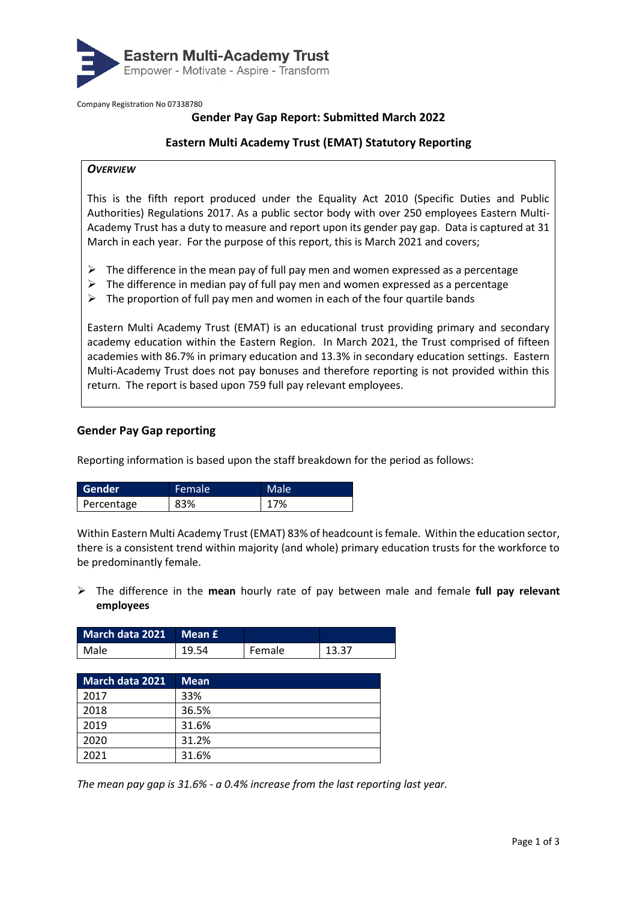Eastern Multi-Academy Trust
Empower - Motivate - Aspire - Transform

Company Registration No 07338780

## Gender Pay Gap Report: Submitted March 2022

## Eastern Multi Academy Trust (EMAT) Statutory Reporting

***OVERVIEW***

This is the fifth report produced under the Equality Act 2010 (Specific Duties and Public Authorities) Regulations 2017. As a public sector body with over 250 employees Eastern Multi-Academy Trust has a duty to measure and report upon its gender pay gap. Data is captured at 31 March in each year. For the purpose of this report, this is March 2021 and covers;

- The difference in the mean pay of full pay men and women expressed as a percentage
- The difference in median pay of full pay men and women expressed as a percentage
- The proportion of full pay men and women in each of the four quartile bands

Eastern Multi Academy Trust (EMAT) is an educational trust providing primary and secondary academy education within the Eastern Region. In March 2021, the Trust comprised of fifteen academies with 86.7% in primary education and 13.3% in secondary education settings. Eastern Multi-Academy Trust does not pay bonuses and therefore reporting is not provided within this return. The report is based upon 759 full pay relevant employees.

### Gender Pay Gap reporting

Reporting information is based upon the staff breakdown for the period as follows:

| Gender | Female | Male |
|---|---|---|
| Percentage | 83% | 17% |

Within Eastern Multi Academy Trust (EMAT) 83% of headcount is female. Within the education sector, there is a consistent trend within majority (and whole) primary education trusts for the workforce to be predominantly female.

- The difference in the **mean** hourly rate of pay between male and female **full pay relevant employees**

| March data 2021 | Mean £ | | |
|---|---|---|---|
| Male | 19.54 | Female | 13.37 |

| March data 2021 | Mean |
|---|---|
| 2017 | 33% |
| 2018 | 36.5% |
| 2019 | 31.6% |
| 2020 | 31.2% |
| 2021 | 31.6% |

*The mean pay gap is 31.6% - a 0.4% increase from the last reporting last year.*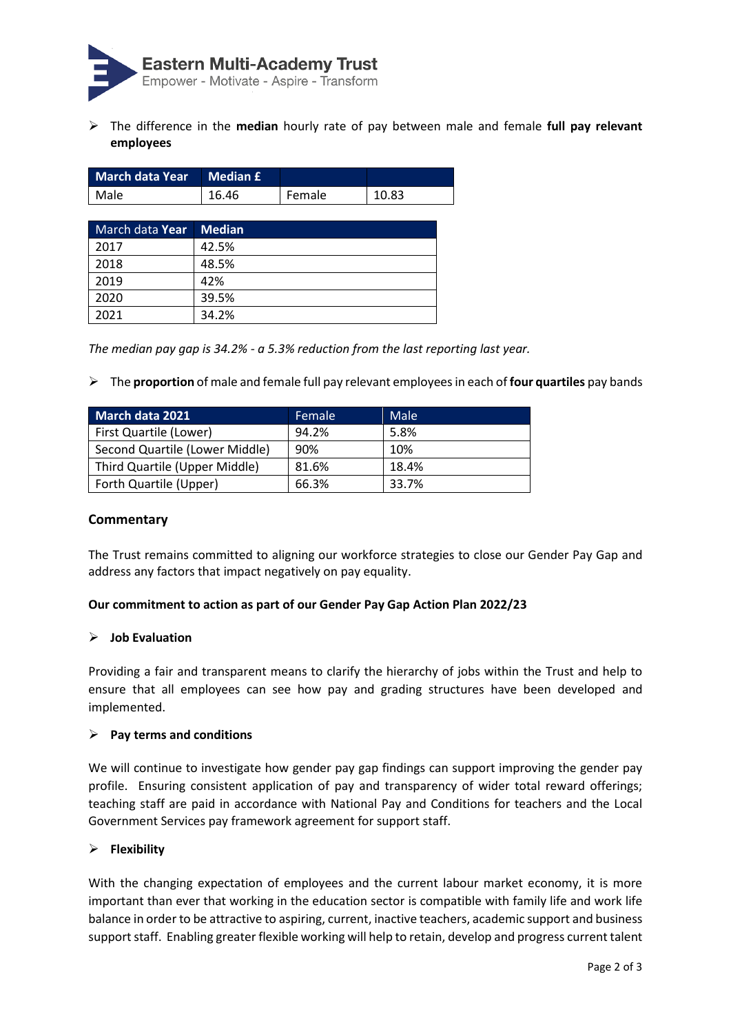- The difference in the **median** hourly rate of pay between male and female **full pay relevant employees**

| March data Year | Median £ | | |
|---|---|---|---|
| Male | 16.46 | Female | 10.83 |

| March data **Year** | **Median** |
|---|---|
| 2017 | 42.5% |
| 2018 | 48.5% |
| 2019 | 42% |
| 2020 | 39.5% |
| 2021 | 34.2% |

*The median pay gap is 34.2% - a 5.3% reduction from the last reporting last year.*

- The **proportion** of male and female full pay relevant employees in each of **four quartiles** pay bands

| March data 2021 | Female | Male |
|---|---|---|
| First Quartile (Lower) | 94.2% | 5.8% |
| Second Quartile (Lower Middle) | 90% | 10% |
| Third Quartile (Upper Middle) | 81.6% | 18.4% |
| Forth Quartile (Upper) | 66.3% | 33.7% |

## Commentary

The Trust remains committed to aligning our workforce strategies to close our Gender Pay Gap and address any factors that impact negatively on pay equality.

**Our commitment to action as part of our Gender Pay Gap Action Plan 2022/23**

- **Job Evaluation**

Providing a fair and transparent means to clarify the hierarchy of jobs within the Trust and help to ensure that all employees can see how pay and grading structures have been developed and implemented.

- **Pay terms and conditions**

We will continue to investigate how gender pay gap findings can support improving the gender pay profile. Ensuring consistent application of pay and transparency of wider total reward offerings; teaching staff are paid in accordance with National Pay and Conditions for teachers and the Local Government Services pay framework agreement for support staff.

- **Flexibility**

With the changing expectation of employees and the current labour market economy, it is more important than ever that working in the education sector is compatible with family life and work life balance in order to be attractive to aspiring, current, inactive teachers, academic support and business support staff. Enabling greater flexible working will help to retain, develop and progress current talent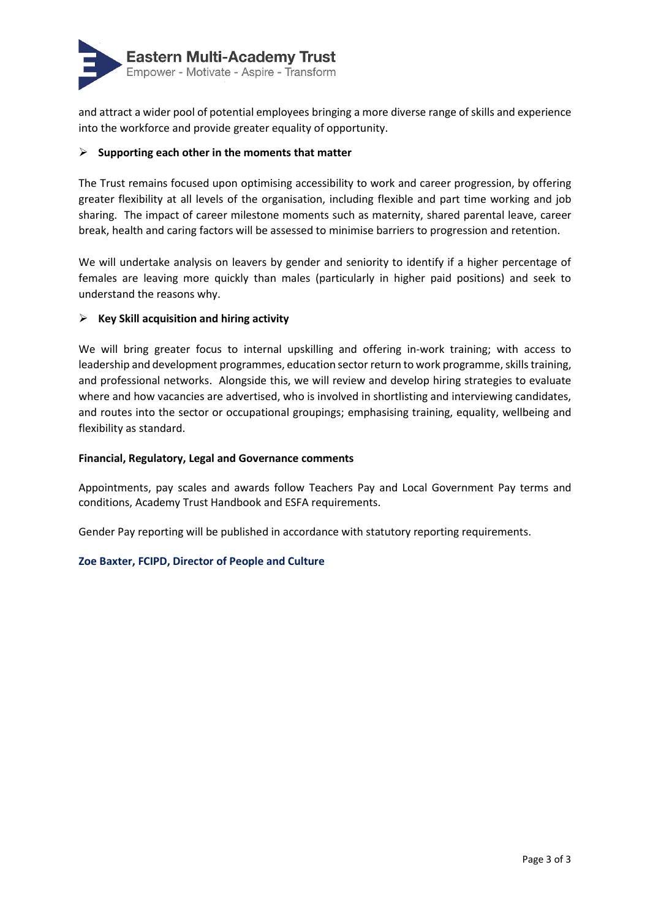and attract a wider pool of potential employees bringing a more diverse range of skills and experience into the workforce and provide greater equality of opportunity.

- **Supporting each other in the moments that matter**

The Trust remains focused upon optimising accessibility to work and career progression, by offering greater flexibility at all levels of the organisation, including flexible and part time working and job sharing. The impact of career milestone moments such as maternity, shared parental leave, career break, health and caring factors will be assessed to minimise barriers to progression and retention.

We will undertake analysis on leavers by gender and seniority to identify if a higher percentage of females are leaving more quickly than males (particularly in higher paid positions) and seek to understand the reasons why.

- **Key Skill acquisition and hiring activity**

We will bring greater focus to internal upskilling and offering in-work training; with access to leadership and development programmes, education sector return to work programme, skills training, and professional networks. Alongside this, we will review and develop hiring strategies to evaluate where and how vacancies are advertised, who is involved in shortlisting and interviewing candidates, and routes into the sector or occupational groupings; emphasising training, equality, wellbeing and flexibility as standard.

**Financial, Regulatory, Legal and Governance comments**

Appointments, pay scales and awards follow Teachers Pay and Local Government Pay terms and conditions, Academy Trust Handbook and ESFA requirements.

Gender Pay reporting will be published in accordance with statutory reporting requirements.

**Zoe Baxter, FCIPD, Director of People and Culture**